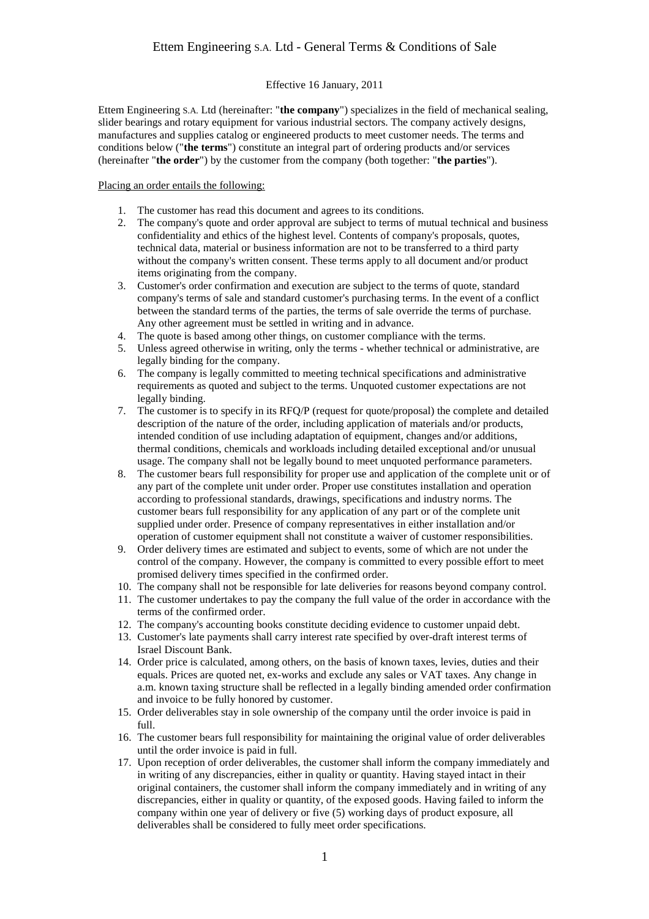# Ettem Engineering S.A. Ltd - General Terms & Conditions of Sale

Effective 16 January, 2011

Ettem Engineering S.A. Ltd (hereinafter: "**the company**") specializes in the field of mechanical sealing, slider bearings and rotary equipment for various industrial sectors. The company actively designs, manufactures and supplies catalog or engineered products to meet customer needs. The terms and conditions below ("**the terms**") constitute an integral part of ordering products and/or services (hereinafter "**the order**") by the customer from the company (both together: "**the parties**").

Placing an order entails the following:

1. The customer has read this document and agrees to its conditions.
2. The company's quote and order approval are subject to terms of mutual technical and business confidentiality and ethics of the highest level. Contents of company's proposals, quotes, technical data, material or business information are not to be transferred to a third party without the company's written consent. These terms apply to all document and/or product items originating from the company.
3. Customer's order confirmation and execution are subject to the terms of quote, standard company's terms of sale and standard customer's purchasing terms. In the event of a conflict between the standard terms of the parties, the terms of sale override the terms of purchase. Any other agreement must be settled in writing and in advance.
4. The quote is based among other things, on customer compliance with the terms.
5. Unless agreed otherwise in writing, only the terms - whether technical or administrative, are legally binding for the company.
6. The company is legally committed to meeting technical specifications and administrative requirements as quoted and subject to the terms. Unquoted customer expectations are not legally binding.
7. The customer is to specify in its RFQ/P (request for quote/proposal) the complete and detailed description of the nature of the order, including application of materials and/or products, intended condition of use including adaptation of equipment, changes and/or additions, thermal conditions, chemicals and workloads including detailed exceptional and/or unusual usage. The company shall not be legally bound to meet unquoted performance parameters.
8. The customer bears full responsibility for proper use and application of the complete unit or of any part of the complete unit under order. Proper use constitutes installation and operation according to professional standards, drawings, specifications and industry norms. The customer bears full responsibility for any application of any part or of the complete unit supplied under order. Presence of company representatives in either installation and/or operation of customer equipment shall not constitute a waiver of customer responsibilities.
9. Order delivery times are estimated and subject to events, some of which are not under the control of the company. However, the company is committed to every possible effort to meet promised delivery times specified in the confirmed order.
10. The company shall not be responsible for late deliveries for reasons beyond company control.
11. The customer undertakes to pay the company the full value of the order in accordance with the terms of the confirmed order.
12. The company's accounting books constitute deciding evidence to customer unpaid debt.
13. Customer's late payments shall carry interest rate specified by over-draft interest terms of Israel Discount Bank.
14. Order price is calculated, among others, on the basis of known taxes, levies, duties and their equals. Prices are quoted net, ex-works and exclude any sales or VAT taxes. Any change in a.m. known taxing structure shall be reflected in a legally binding amended order confirmation and invoice to be fully honored by customer.
15. Order deliverables stay in sole ownership of the company until the order invoice is paid in full.
16. The customer bears full responsibility for maintaining the original value of order deliverables until the order invoice is paid in full.
17. Upon reception of order deliverables, the customer shall inform the company immediately and in writing of any discrepancies, either in quality or quantity. Having stayed intact in their original containers, the customer shall inform the company immediately and in writing of any discrepancies, either in quality or quantity, of the exposed goods. Having failed to inform the company within one year of delivery or five (5) working days of product exposure, all deliverables shall be considered to fully meet order specifications.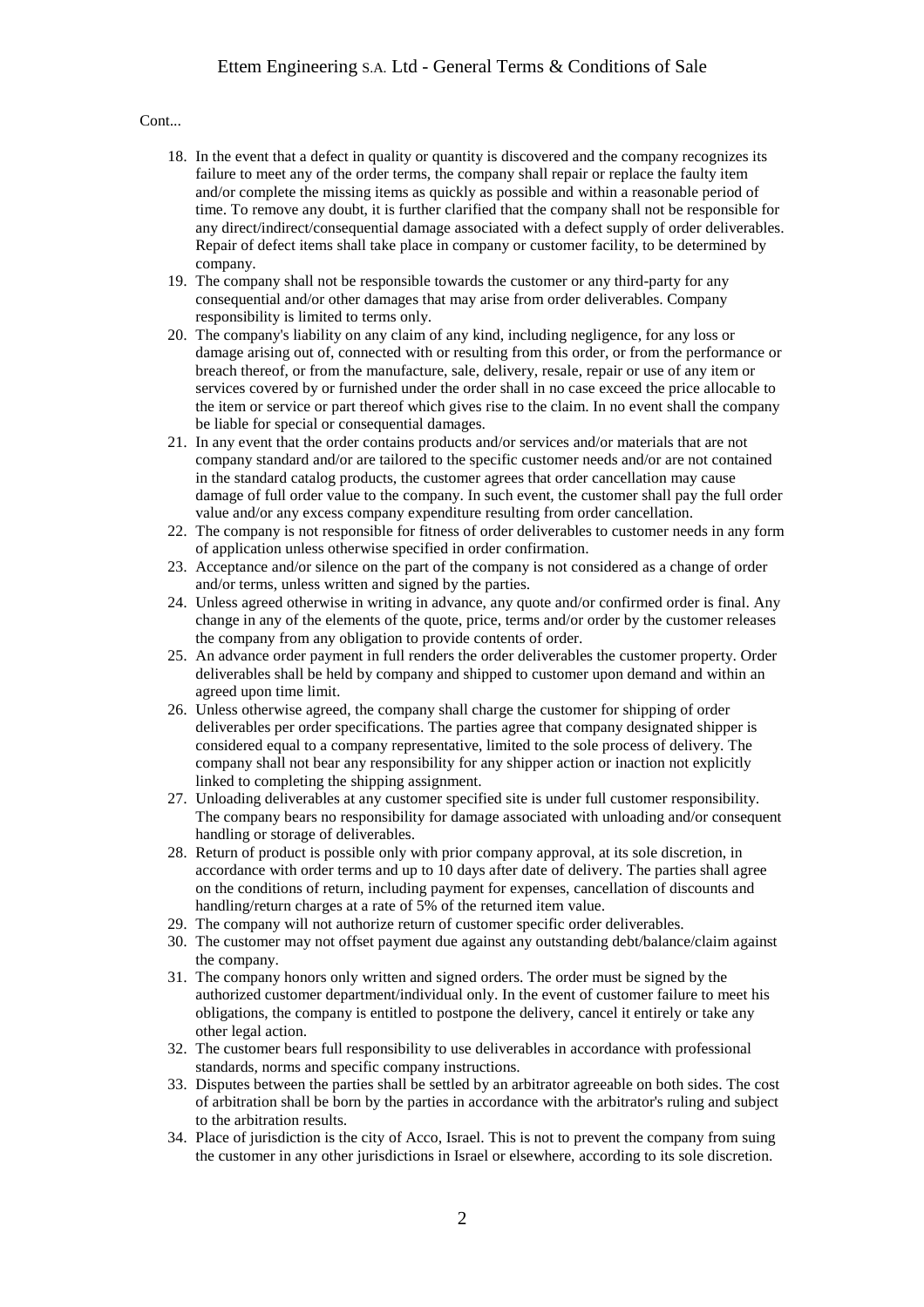Cont...

18. In the event that a defect in quality or quantity is discovered and the company recognizes its failure to meet any of the order terms, the company shall repair or replace the faulty item and/or complete the missing items as quickly as possible and within a reasonable period of time. To remove any doubt, it is further clarified that the company shall not be responsible for any direct/indirect/consequential damage associated with a defect supply of order deliverables. Repair of defect items shall take place in company or customer facility, to be determined by company.
19. The company shall not be responsible towards the customer or any third-party for any consequential and/or other damages that may arise from order deliverables. Company responsibility is limited to terms only.
20. The company's liability on any claim of any kind, including negligence, for any loss or damage arising out of, connected with or resulting from this order, or from the performance or breach thereof, or from the manufacture, sale, delivery, resale, repair or use of any item or services covered by or furnished under the order shall in no case exceed the price allocable to the item or service or part thereof which gives rise to the claim. In no event shall the company be liable for special or consequential damages.
21. In any event that the order contains products and/or services and/or materials that are not company standard and/or are tailored to the specific customer needs and/or are not contained in the standard catalog products, the customer agrees that order cancellation may cause damage of full order value to the company. In such event, the customer shall pay the full order value and/or any excess company expenditure resulting from order cancellation.
22. The company is not responsible for fitness of order deliverables to customer needs in any form of application unless otherwise specified in order confirmation.
23. Acceptance and/or silence on the part of the company is not considered as a change of order and/or terms, unless written and signed by the parties.
24. Unless agreed otherwise in writing in advance, any quote and/or confirmed order is final. Any change in any of the elements of the quote, price, terms and/or order by the customer releases the company from any obligation to provide contents of order.
25. An advance order payment in full renders the order deliverables the customer property. Order deliverables shall be held by company and shipped to customer upon demand and within an agreed upon time limit.
26. Unless otherwise agreed, the company shall charge the customer for shipping of order deliverables per order specifications. The parties agree that company designated shipper is considered equal to a company representative, limited to the sole process of delivery. The company shall not bear any responsibility for any shipper action or inaction not explicitly linked to completing the shipping assignment.
27. Unloading deliverables at any customer specified site is under full customer responsibility. The company bears no responsibility for damage associated with unloading and/or consequent handling or storage of deliverables.
28. Return of product is possible only with prior company approval, at its sole discretion, in accordance with order terms and up to 10 days after date of delivery. The parties shall agree on the conditions of return, including payment for expenses, cancellation of discounts and handling/return charges at a rate of 5% of the returned item value.
29. The company will not authorize return of customer specific order deliverables.
30. The customer may not offset payment due against any outstanding debt/balance/claim against the company.
31. The company honors only written and signed orders. The order must be signed by the authorized customer department/individual only. In the event of customer failure to meet his obligations, the company is entitled to postpone the delivery, cancel it entirely or take any other legal action.
32. The customer bears full responsibility to use deliverables in accordance with professional standards, norms and specific company instructions.
33. Disputes between the parties shall be settled by an arbitrator agreeable on both sides. The cost of arbitration shall be born by the parties in accordance with the arbitrator's ruling and subject to the arbitration results.
34. Place of jurisdiction is the city of Acco, Israel. This is not to prevent the company from suing the customer in any other jurisdictions in Israel or elsewhere, according to its sole discretion.